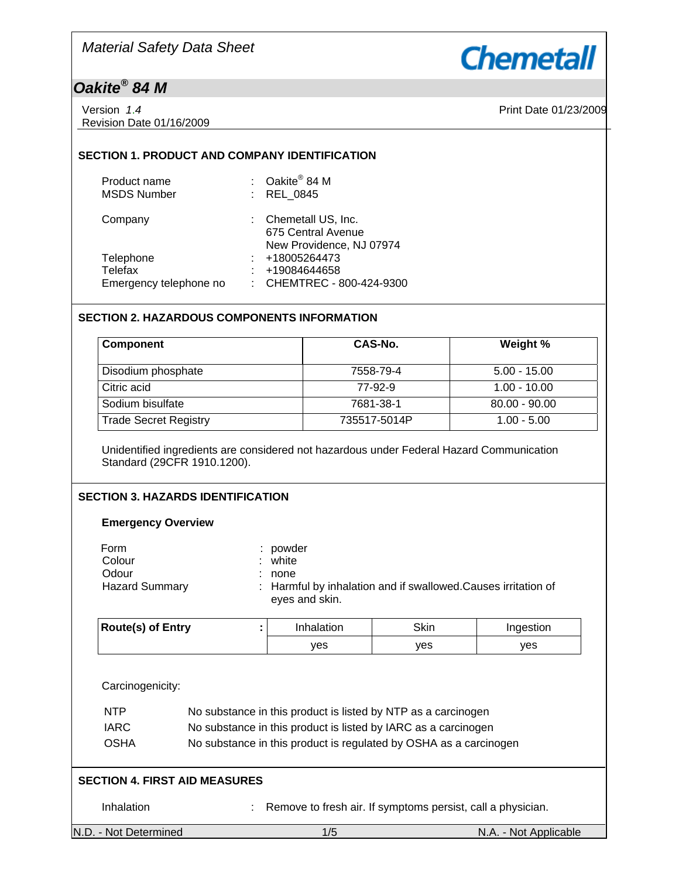*Material Safety Data Sheet*

**Chemetall**

## *Oakite® 84 M*

Version *1.4*
Revision Date 01/16/2009

Print Date 01/23/2009

### SECTION 1. PRODUCT AND COMPANY IDENTIFICATION

| | | |
|---|---|---|
| Product name | : | Oakite® 84 M |
| MSDS Number | : | REL_0845 |
| Company | : | Chemetall US, Inc.<br>675 Central Avenue<br>New Providence, NJ 07974 |
| Telephone | : | +18005264473 |
| Telefax | : | +19084644658 |
| Emergency telephone no | : | CHEMTREC - 800-424-9300 |

### SECTION 2. HAZARDOUS COMPONENTS INFORMATION

| Component | CAS-No. | Weight % |
|---|---|---|
| Disodium phosphate | 7558-79-4 | 5.00 - 15.00 |
| Citric acid | 77-92-9 | 1.00 - 10.00 |
| Sodium bisulfate | 7681-38-1 | 80.00 - 90.00 |
| Trade Secret Registry | 735517-5014P | 1.00 - 5.00 |

Unidentified ingredients are considered not hazardous under Federal Hazard Communication Standard (29CFR 1910.1200).

### SECTION 3. HAZARDS IDENTIFICATION

**Emergency Overview**

| | | |
|---|---|---|
| Form | : | powder |
| Colour | : | white |
| Odour | : | none |
| Hazard Summary | : | Harmful by inhalation and if swallowed.Causes irritation of eyes and skin. |

| **Route(s) of Entry** : | Inhalation | Skin | Ingestion |
|---|---|---|---|
| | yes | yes | yes |

Carcinogenicity:

| | |
|---|---|
| NTP | No substance in this product is listed by NTP as a carcinogen |
| IARC | No substance in this product is listed by IARC as a carcinogen |
| OSHA | No substance in this product is regulated by OSHA as a carcinogen |

### SECTION 4. FIRST AID MEASURES

| | | |
|---|---|---|
| Inhalation | : | Remove to fresh air. If symptoms persist, call a physician. |

N.D. - Not Determined

N.A. - Not Applicable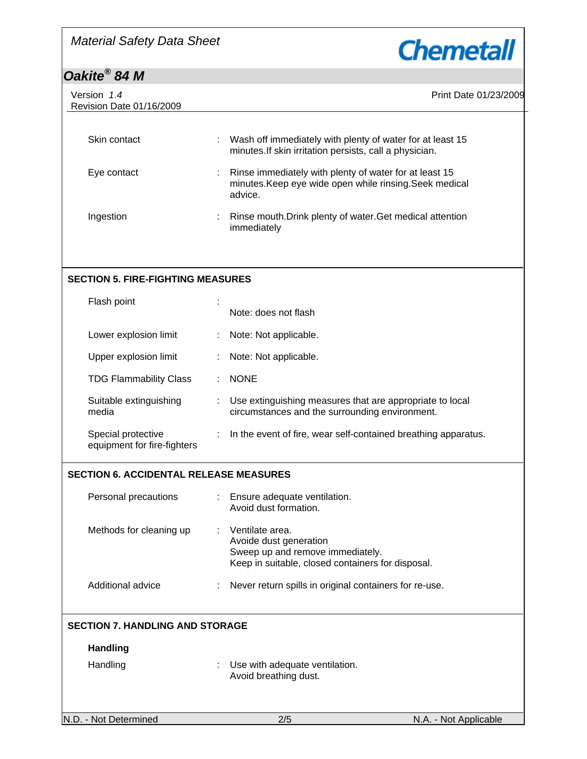| | | |
|---|---|---|
| Skin contact | : | Wash off immediately with plenty of water for at least 15 minutes.If skin irritation persists, call a physician. |
| Eye contact | : | Rinse immediately with plenty of water for at least 15 minutes.Keep eye wide open while rinsing.Seek medical advice. |
| Ingestion | : | Rinse mouth.Drink plenty of water.Get medical attention immediately |

## SECTION 5. FIRE-FIGHTING MEASURES

| | | |
|---|---|---|
| Flash point | : | Note: does not flash |
| Lower explosion limit | : | Note: Not applicable. |
| Upper explosion limit | : | Note: Not applicable. |
| TDG Flammability Class | : | NONE |
| Suitable extinguishing media | : | Use extinguishing measures that are appropriate to local circumstances and the surrounding environment. |
| Special protective equipment for fire-fighters | : | In the event of fire, wear self-contained breathing apparatus. |

## SECTION 6. ACCIDENTAL RELEASE MEASURES

| | | |
|---|---|---|
| Personal precautions | : | Ensure adequate ventilation.<br>Avoid dust formation. |
| Methods for cleaning up | : | Ventilate area.<br>Avoide dust generation<br>Sweep up and remove immediately.<br>Keep in suitable, closed containers for disposal. |
| Additional advice | : | Never return spills in original containers for re-use. |

## SECTION 7. HANDLING AND STORAGE

### Handling

| | | |
|---|---|---|
| Handling | : | Use with adequate ventilation.<br>Avoid breathing dust. |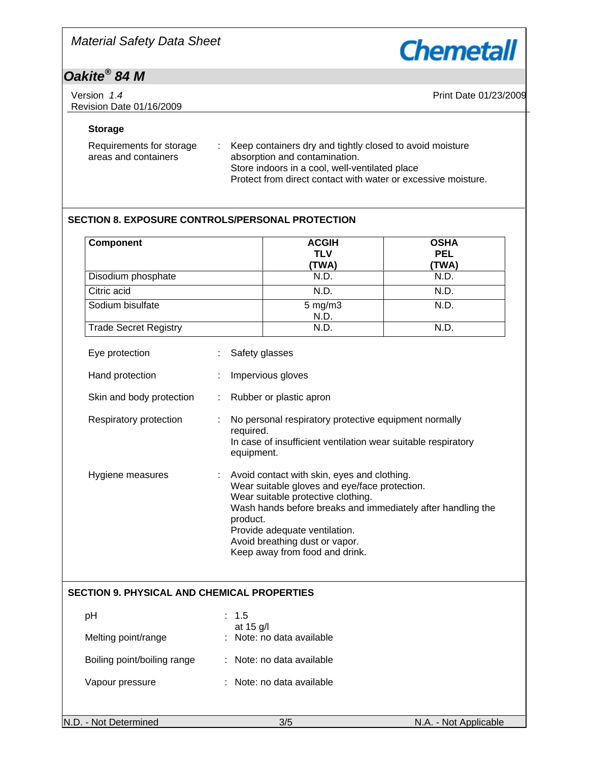### Storage

| | | |
|---|---|---|
| Requirements for storage areas and containers | : | Keep containers dry and tightly closed to avoid moisture absorption and contamination.<br>Store indoors in a cool, well-ventilated place<br>Protect from direct contact with water or excessive moisture. |

## SECTION 8. EXPOSURE CONTROLS/PERSONAL PROTECTION

| Component | ACGIH TLV (TWA) | OSHA PEL (TWA) |
|---|---|---|
| Disodium phosphate | N.D. | N.D. |
| Citric acid | N.D. | N.D. |
| Sodium bisulfate | 5 mg/m3<br>N.D. | N.D. |
| Trade Secret Registry | N.D. | N.D. |

| | | |
|---|---|---|
| Eye protection | : | Safety glasses |
| Hand protection | : | Impervious gloves |
| Skin and body protection | : | Rubber or plastic apron |
| Respiratory protection | : | No personal respiratory protective equipment normally required.<br>In case of insufficient ventilation wear suitable respiratory equipment. |
| Hygiene measures | : | Avoid contact with skin, eyes and clothing.<br>Wear suitable gloves and eye/face protection.<br>Wear suitable protective clothing.<br>Wash hands before breaks and immediately after handling the product.<br>Provide adequate ventilation.<br>Avoid breathing dust or vapor.<br>Keep away from food and drink. |

## SECTION 9. PHYSICAL AND CHEMICAL PROPERTIES

| | | |
|---|---|---|
| pH | : | 1.5<br>at 15 g/l |
| Melting point/range | : | Note: no data available |
| Boiling point/boiling range | : | Note: no data available |
| Vapour pressure | : | Note: no data available |

N.D. - Not Determined    N.A. - Not Applicable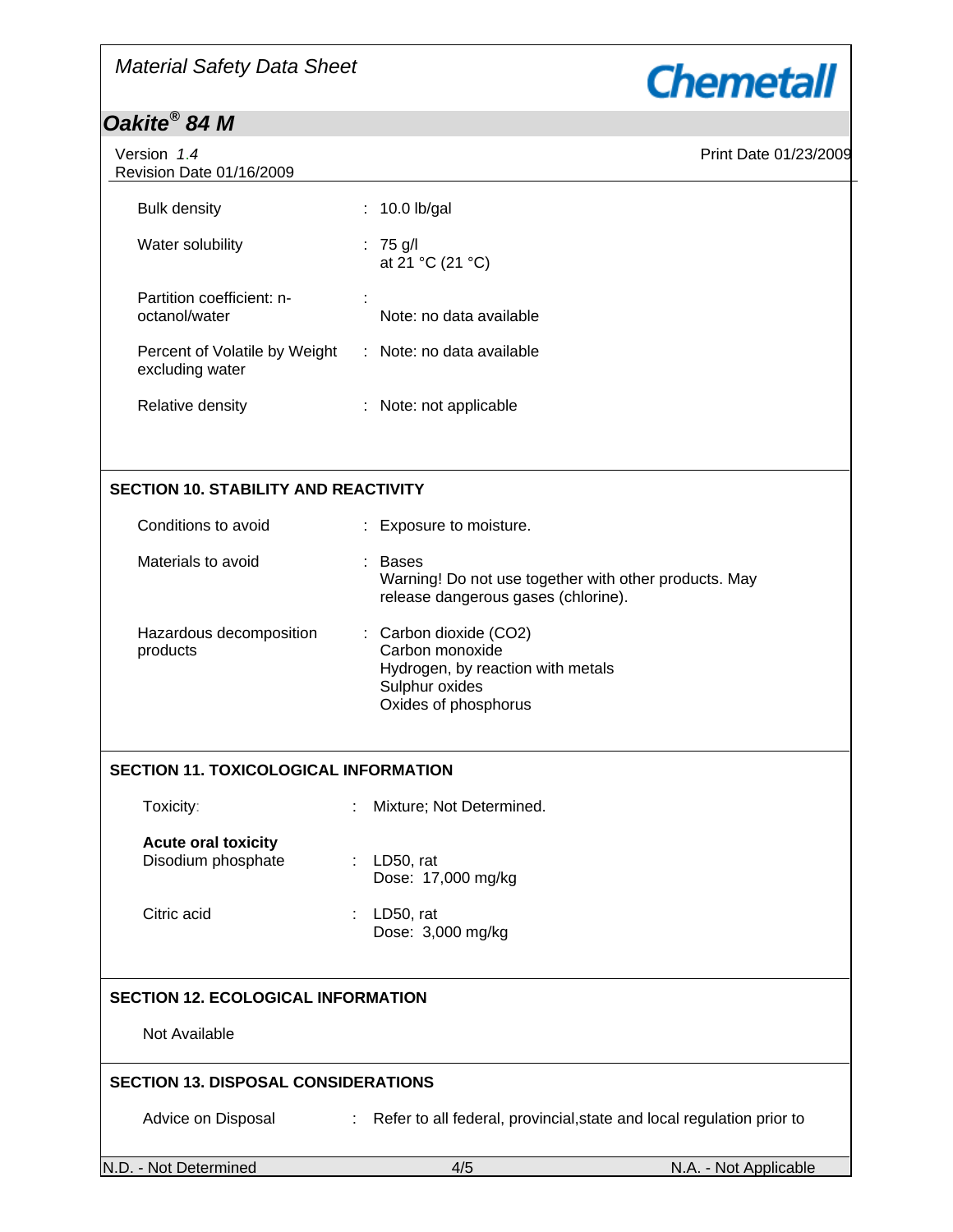| | | |
|---|---|---|
| Bulk density | : | 10.0 lb/gal |
| Water solubility | : | 75 g/l<br>at 21 °C (21 °C) |
| Partition coefficient: n-octanol/water | : | Note: no data available |
| Percent of Volatile by Weight excluding water | : | Note: no data available |
| Relative density | : | Note: not applicable |

## SECTION 10. STABILITY AND REACTIVITY

| | | |
|---|---|---|
| Conditions to avoid | : | Exposure to moisture. |
| Materials to avoid | : | Bases<br>Warning! Do not use together with other products. May release dangerous gases (chlorine). |
| Hazardous decomposition products | : | Carbon dioxide ($CO_2$)<br>Carbon monoxide<br>Hydrogen, by reaction with metals<br>Sulphur oxides<br>Oxides of phosphorus |

## SECTION 11. TOXICOLOGICAL INFORMATION

| | | |
|---|---|---|
| Toxicity: | : | Mixture; Not Determined. |
| **Acute oral toxicity** | | |
| Disodium phosphate | : | LD50, rat<br>Dose: 17,000 mg/kg |
| Citric acid | : | LD50, rat<br>Dose: 3,000 mg/kg |

## SECTION 12. ECOLOGICAL INFORMATION

Not Available

## SECTION 13. DISPOSAL CONSIDERATIONS

| | | |
|---|---|---|
| Advice on Disposal | : | Refer to all federal, provincial,state and local regulation prior to |

N.D. - Not Determined | N.A. - Not Applicable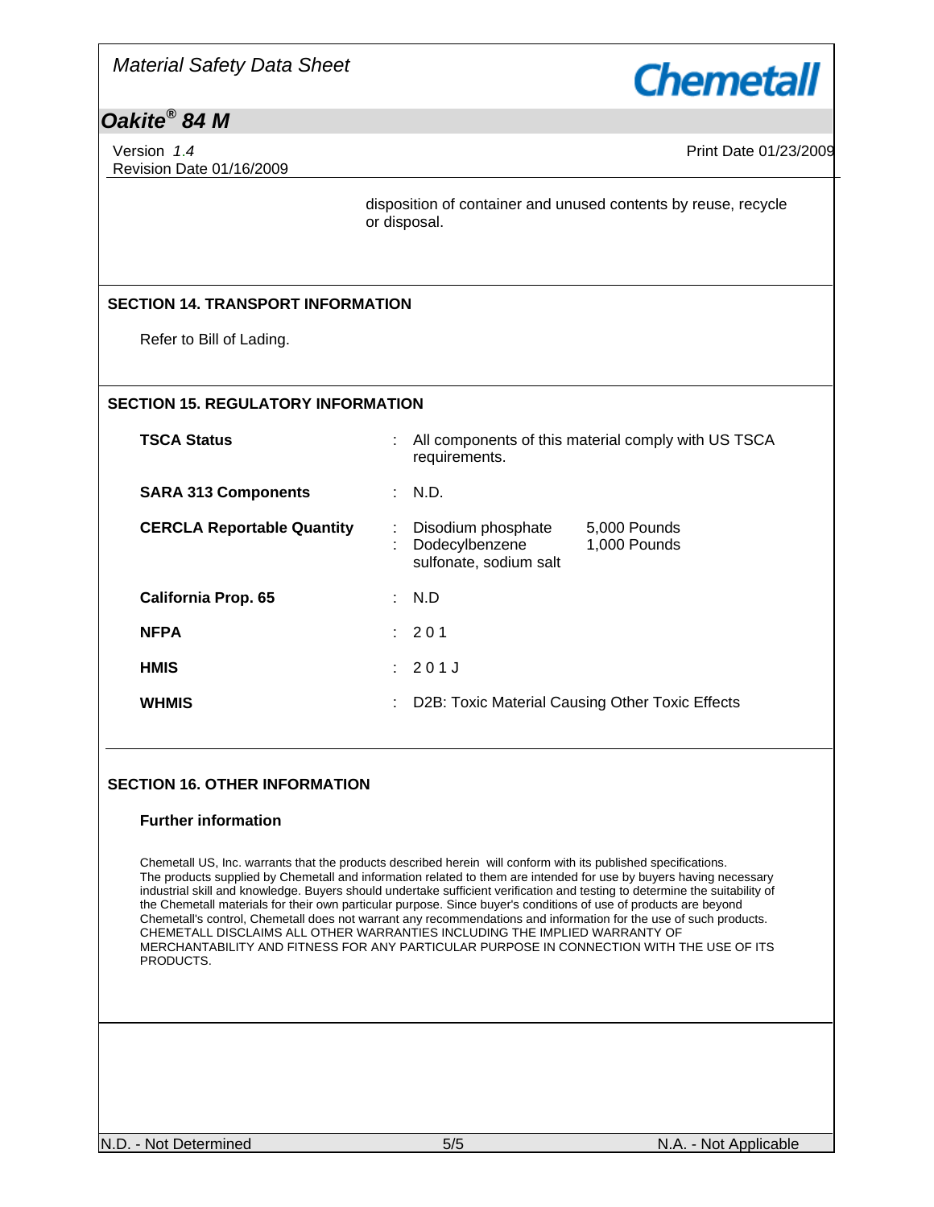disposition of container and unused contents by reuse, recycle or disposal.

## SECTION 14. TRANSPORT INFORMATION

Refer to Bill of Lading.

## SECTION 15. REGULATORY INFORMATION

| | | | |
|---|---|---|---|
| **TSCA Status** | : | All components of this material comply with US TSCA requirements. | |
| **SARA 313 Components** | : | N.D. | |
| **CERCLA Reportable Quantity** | : | Disodium phosphate | 5,000 Pounds |
| | : | Dodecylbenzene sulfonate, sodium salt | 1,000 Pounds |
| **California Prop. 65** | : | N.D | |
| **NFPA** | : | 2 0 1 | |
| **HMIS** | : | 2 0 1 J | |
| **WHMIS** | : | D2B: Toxic Material Causing Other Toxic Effects | |

## SECTION 16. OTHER INFORMATION

### Further information

Chemetall US, Inc. warrants that the products described herein will conform with its published specifications. The products supplied by Chemetall and information related to them are intended for use by buyers having necessary industrial skill and knowledge. Buyers should undertake sufficient verification and testing to determine the suitability of the Chemetall materials for their own particular purpose. Since buyer's conditions of use of products are beyond Chemetall's control, Chemetall does not warrant any recommendations and information for the use of such products. CHEMETALL DISCLAIMS ALL OTHER WARRANTIES INCLUDING THE IMPLIED WARRANTY OF MERCHANTABILITY AND FITNESS FOR ANY PARTICULAR PURPOSE IN CONNECTION WITH THE USE OF ITS PRODUCTS.

N.D. - Not Determined

N.A. - Not Applicable